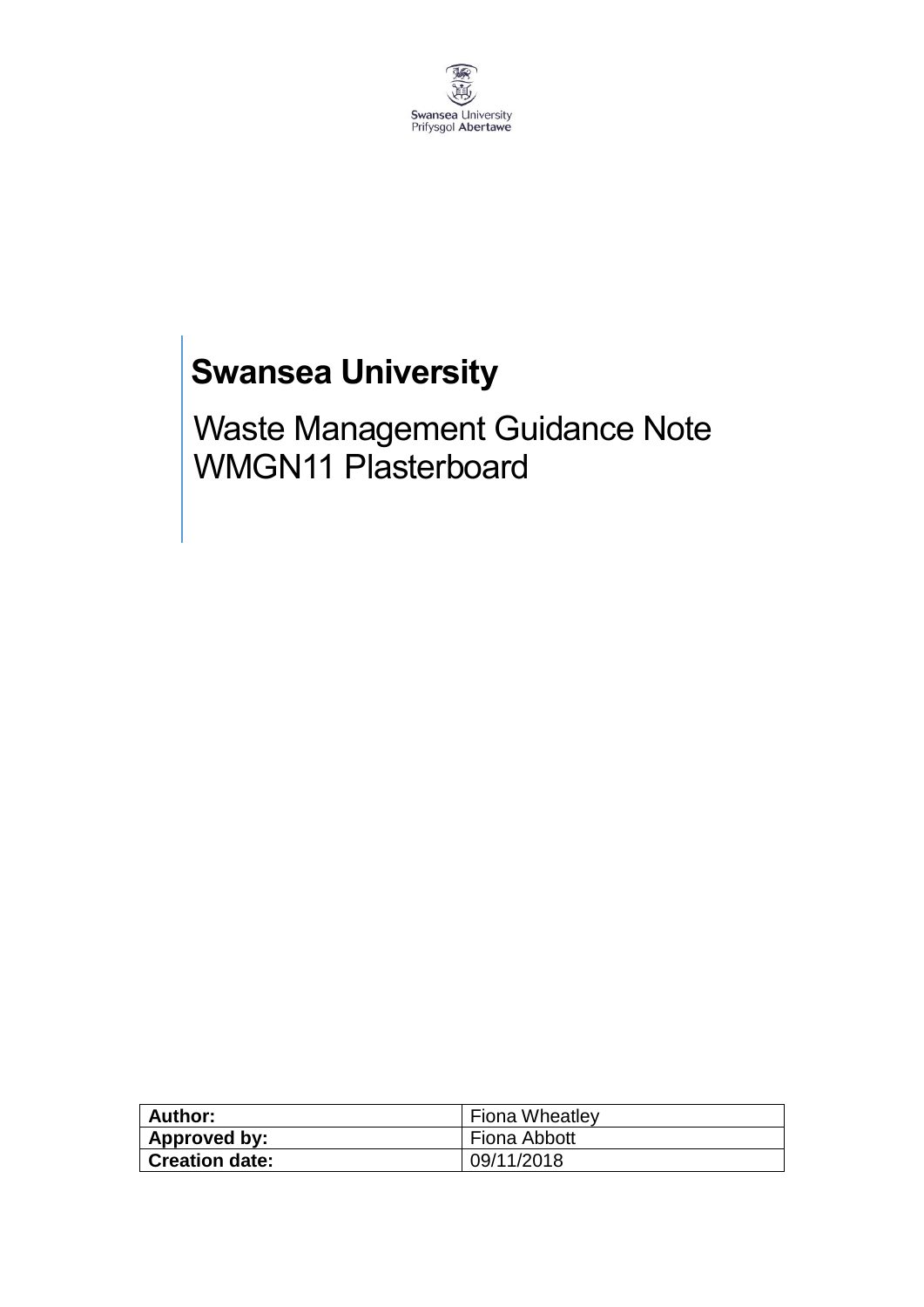Swansea University
Prifysgol Abertawe

# Swansea University

## Waste Management Guidance Note WMGN11 Plasterboard

| | |
|---|---|
| **Author:** | Fiona Wheatley |
| **Approved by:** | Fiona Abbott |
| **Creation date:** | 09/11/2018 |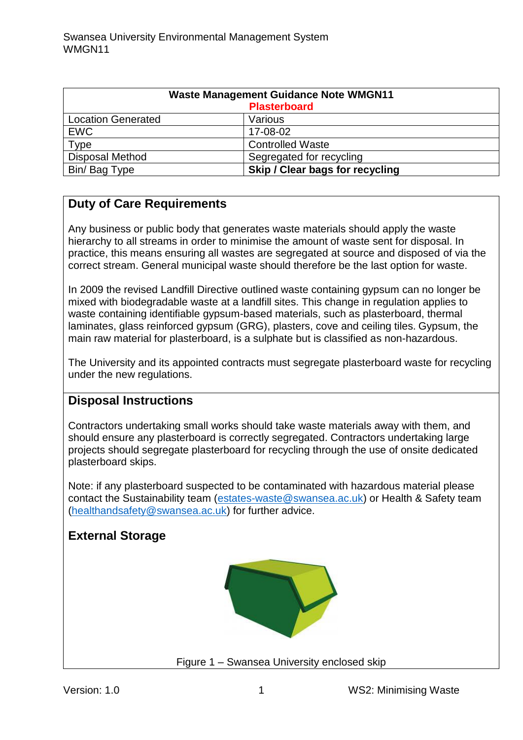| Waste Management Guidance Note WMGN11 Plasterboard | |
|---|---|
| Location Generated | Various |
| EWC | 17-08-02 |
| Type | Controlled Waste |
| Disposal Method | Segregated for recycling |
| Bin/ Bag Type | **Skip / Clear bags for recycling** |

## Duty of Care Requirements

Any business or public body that generates waste materials should apply the waste hierarchy to all streams in order to minimise the amount of waste sent for disposal. In practice, this means ensuring all wastes are segregated at source and disposed of via the correct stream. General municipal waste should therefore be the last option for waste.

In 2009 the revised Landfill Directive outlined waste containing gypsum can no longer be mixed with biodegradable waste at a landfill sites. This change in regulation applies to waste containing identifiable gypsum-based materials, such as plasterboard, thermal laminates, glass reinforced gypsum (GRG), plasters, cove and ceiling tiles. Gypsum, the main raw material for plasterboard, is a sulphate but is classified as non-hazardous.

The University and its appointed contracts must segregate plasterboard waste for recycling under the new regulations.

## Disposal Instructions

Contractors undertaking small works should take waste materials away with them, and should ensure any plasterboard is correctly segregated. Contractors undertaking large projects should segregate plasterboard for recycling through the use of onsite dedicated plasterboard skips.

Note: if any plasterboard suspected to be contaminated with hazardous material please contact the Sustainability team (estates-waste@swansea.ac.uk) or Health & Safety team (healthandsafety@swansea.ac.uk) for further advice.

## External Storage

Figure 1 – Swansea University enclosed skip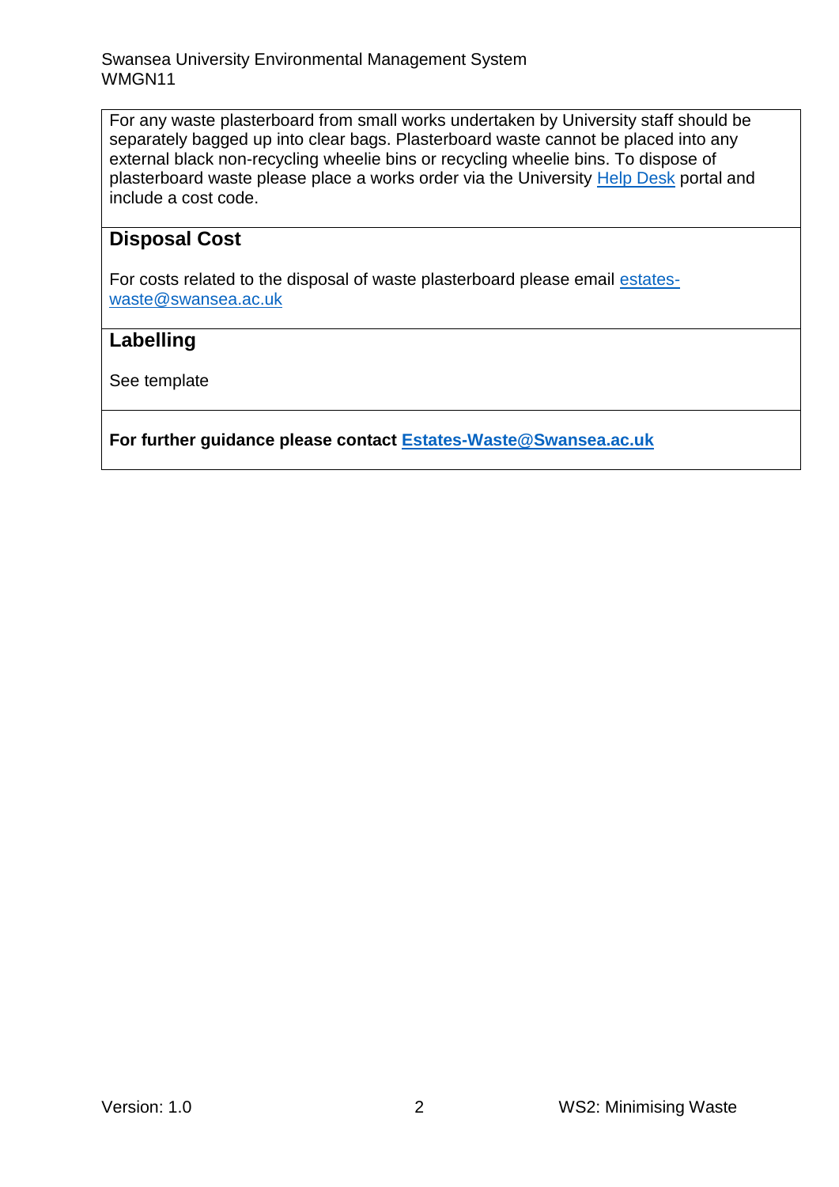For any waste plasterboard from small works undertaken by University staff should be separately bagged up into clear bags. Plasterboard waste cannot be placed into any external black non-recycling wheelie bins or recycling wheelie bins. To dispose of plasterboard waste please place a works order via the University Help Desk portal and include a cost code.

## Disposal Cost

For costs related to the disposal of waste plasterboard please email estates-waste@swansea.ac.uk

## Labelling

See template

**For further guidance please contact Estates-Waste@Swansea.ac.uk**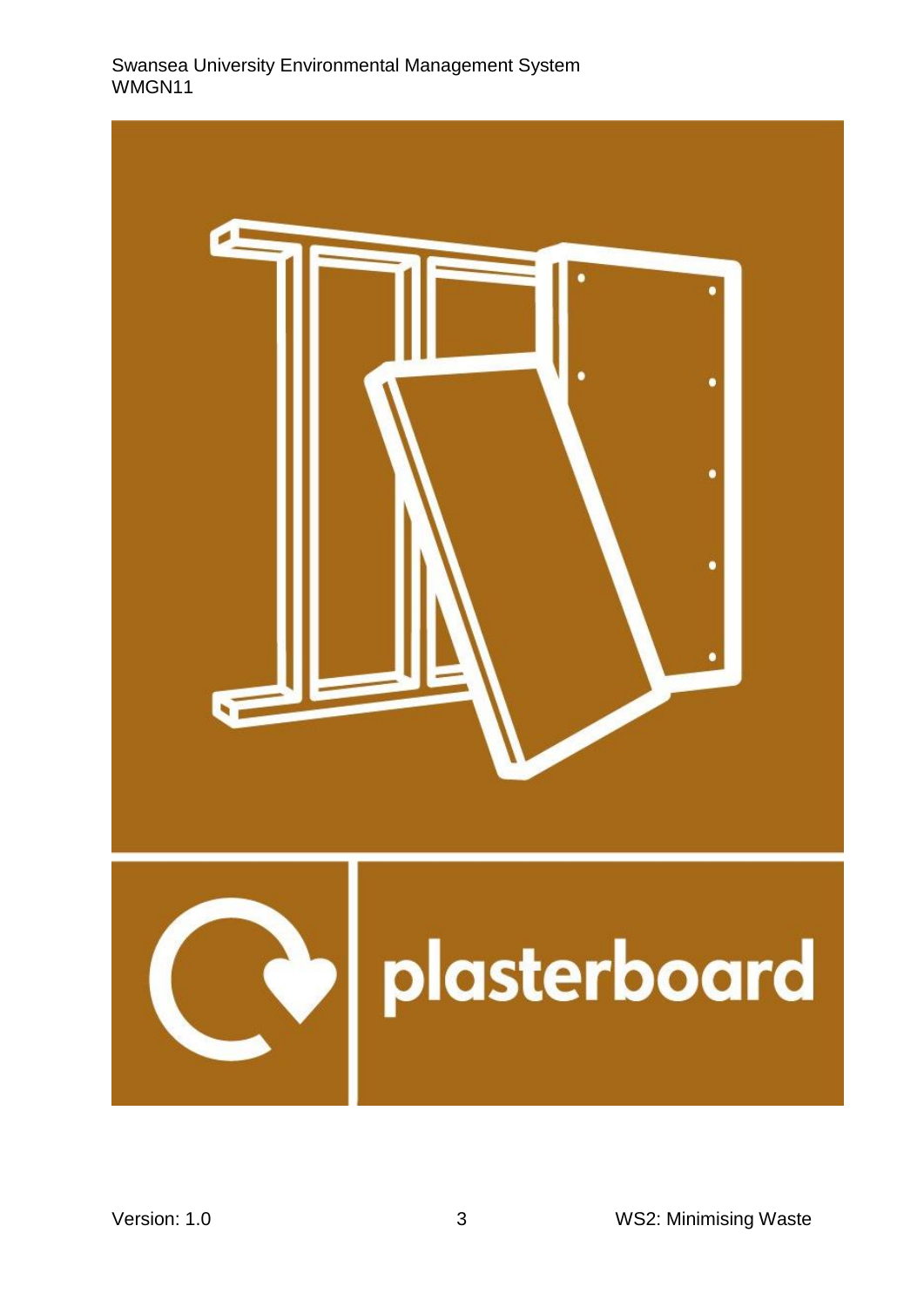plasterboard